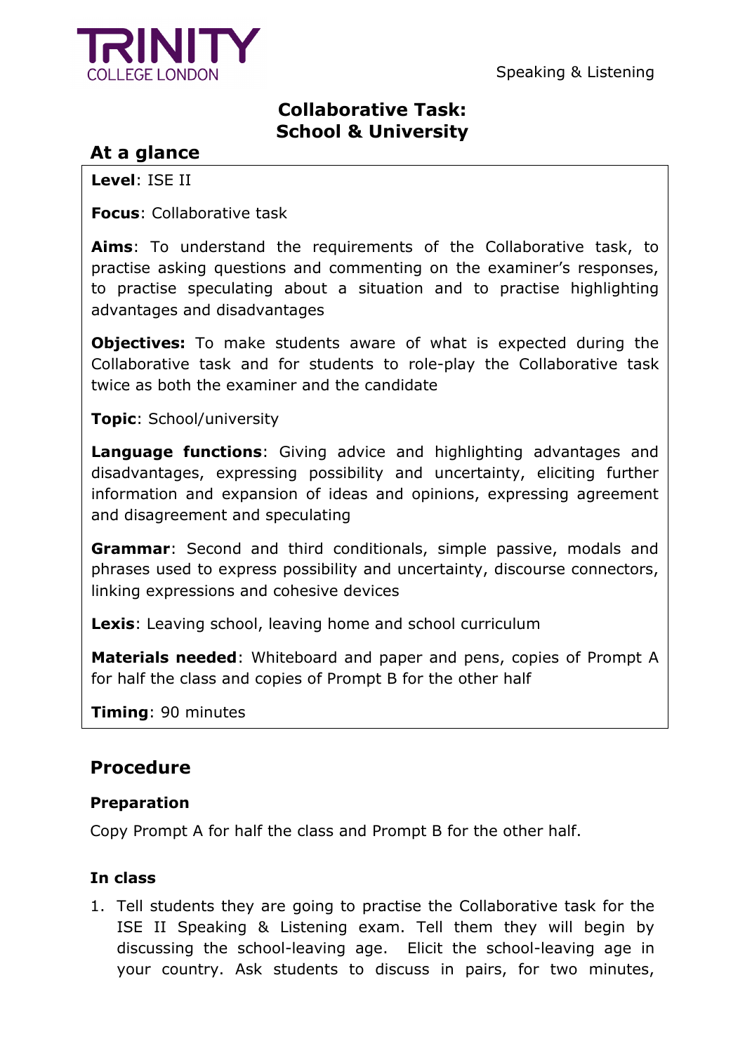TRINITY COLLEGE LONDON

Speaking & Listening

# Collaborative Task: School & University

## At a glance

**Level**: ISE II

**Focus**: Collaborative task

**Aims**: To understand the requirements of the Collaborative task, to practise asking questions and commenting on the examiner's responses, to practise speculating about a situation and to practise highlighting advantages and disadvantages

**Objectives:** To make students aware of what is expected during the Collaborative task and for students to role-play the Collaborative task twice as both the examiner and the candidate

**Topic**: School/university

**Language functions**: Giving advice and highlighting advantages and disadvantages, expressing possibility and uncertainty, eliciting further information and expansion of ideas and opinions, expressing agreement and disagreement and speculating

**Grammar**: Second and third conditionals, simple passive, modals and phrases used to express possibility and uncertainty, discourse connectors, linking expressions and cohesive devices

**Lexis**: Leaving school, leaving home and school curriculum

**Materials needed**: Whiteboard and paper and pens, copies of Prompt A for half the class and copies of Prompt B for the other half

**Timing**: 90 minutes

## Procedure

### Preparation

Copy Prompt A for half the class and Prompt B for the other half.

### In class

1. Tell students they are going to practise the Collaborative task for the ISE II Speaking & Listening exam. Tell them they will begin by discussing the school-leaving age. Elicit the school-leaving age in your country. Ask students to discuss in pairs, for two minutes,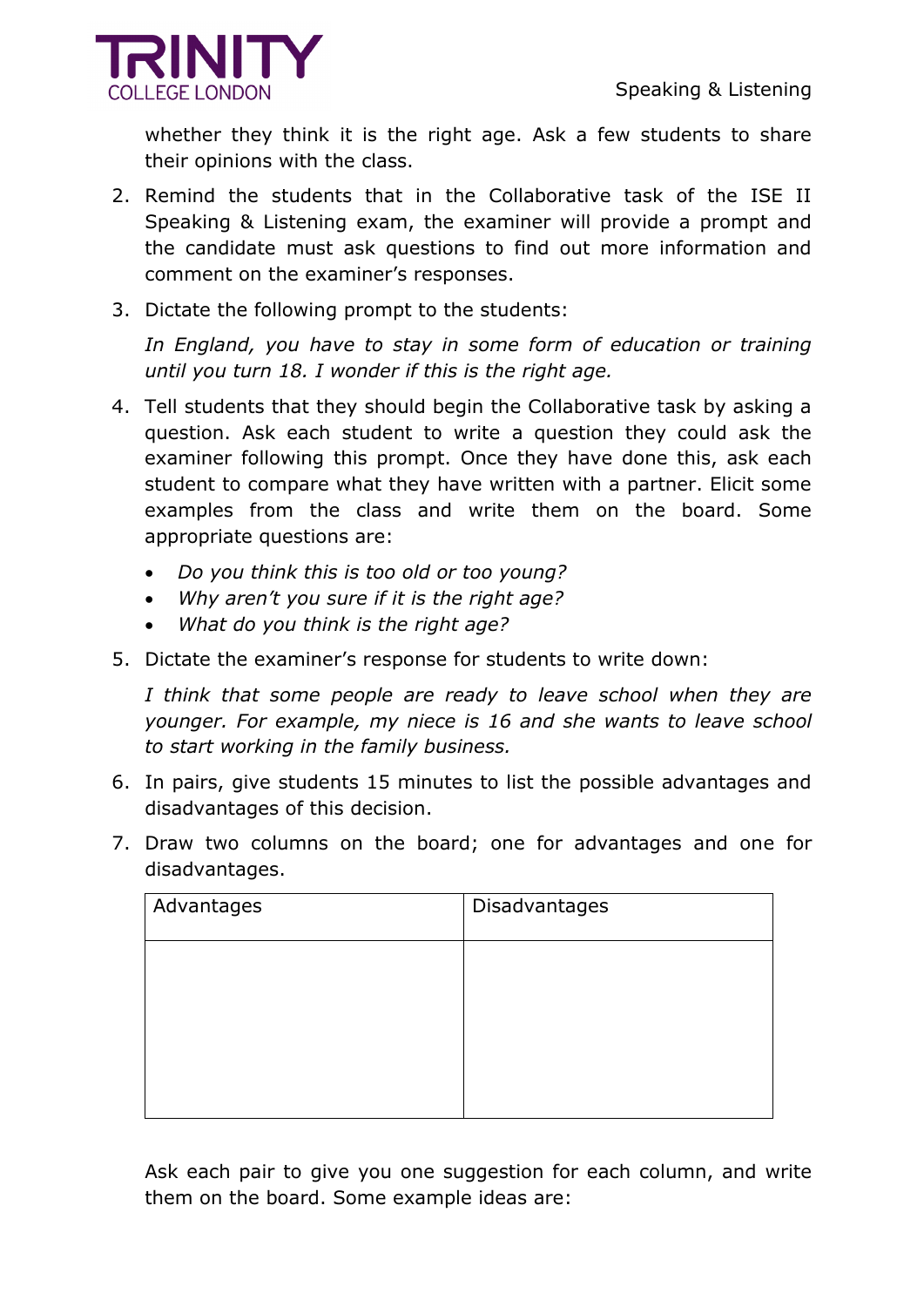whether they think it is the right age. Ask a few students to share their opinions with the class.

2. Remind the students that in the Collaborative task of the ISE II Speaking & Listening exam, the examiner will provide a prompt and the candidate must ask questions to find out more information and comment on the examiner's responses.

3. Dictate the following prompt to the students:

   *In England, you have to stay in some form of education or training until you turn 18. I wonder if this is the right age.*

4. Tell students that they should begin the Collaborative task by asking a question. Ask each student to write a question they could ask the examiner following this prompt. Once they have done this, ask each student to compare what they have written with a partner. Elicit some examples from the class and write them on the board. Some appropriate questions are:

   - *Do you think this is too old or too young?*
   - *Why aren't you sure if it is the right age?*
   - *What do you think is the right age?*

5. Dictate the examiner's response for students to write down:

   *I think that some people are ready to leave school when they are younger. For example, my niece is 16 and she wants to leave school to start working in the family business.*

6. In pairs, give students 15 minutes to list the possible advantages and disadvantages of this decision.

7. Draw two columns on the board; one for advantages and one for disadvantages.

| Advantages | Disadvantages |
| --- | --- |
| | |

   Ask each pair to give you one suggestion for each column, and write them on the board. Some example ideas are: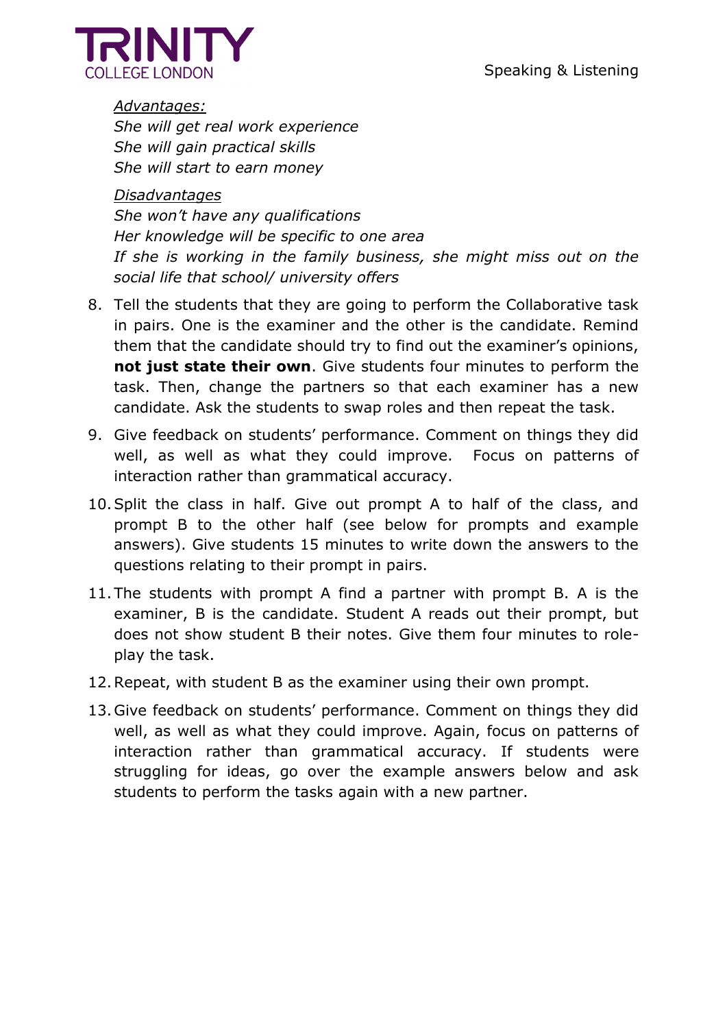*Advantages:*
*She will get real work experience*
*She will gain practical skills*
*She will start to earn money*

*Disadvantages*
*She won't have any qualifications*
*Her knowledge will be specific to one area*
*If she is working in the family business, she might miss out on the social life that school/ university offers*

8. Tell the students that they are going to perform the Collaborative task in pairs. One is the examiner and the other is the candidate. Remind them that the candidate should try to find out the examiner's opinions, **not just state their own**. Give students four minutes to perform the task. Then, change the partners so that each examiner has a new candidate. Ask the students to swap roles and then repeat the task.

9. Give feedback on students' performance. Comment on things they did well, as well as what they could improve. Focus on patterns of interaction rather than grammatical accuracy.

10. Split the class in half. Give out prompt A to half of the class, and prompt B to the other half (see below for prompts and example answers). Give students 15 minutes to write down the answers to the questions relating to their prompt in pairs.

11. The students with prompt A find a partner with prompt B. A is the examiner, B is the candidate. Student A reads out their prompt, but does not show student B their notes. Give them four minutes to role-play the task.

12. Repeat, with student B as the examiner using their own prompt.

13. Give feedback on students' performance. Comment on things they did well, as well as what they could improve. Again, focus on patterns of interaction rather than grammatical accuracy. If students were struggling for ideas, go over the example answers below and ask students to perform the tasks again with a new partner.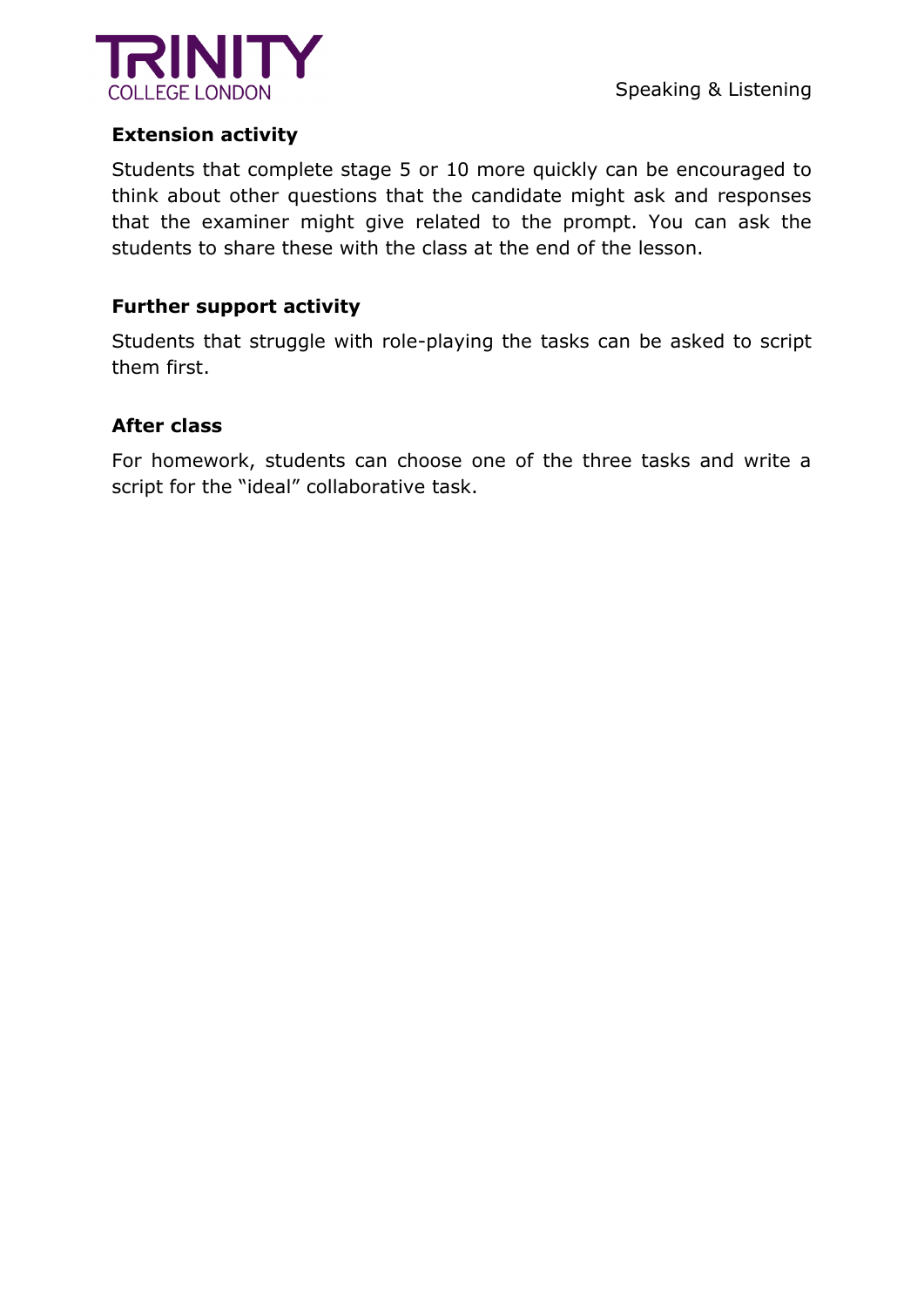### Extension activity

Students that complete stage 5 or 10 more quickly can be encouraged to think about other questions that the candidate might ask and responses that the examiner might give related to the prompt. You can ask the students to share these with the class at the end of the lesson.

### Further support activity

Students that struggle with role-playing the tasks can be asked to script them first.

### After class

For homework, students can choose one of the three tasks and write a script for the "ideal" collaborative task.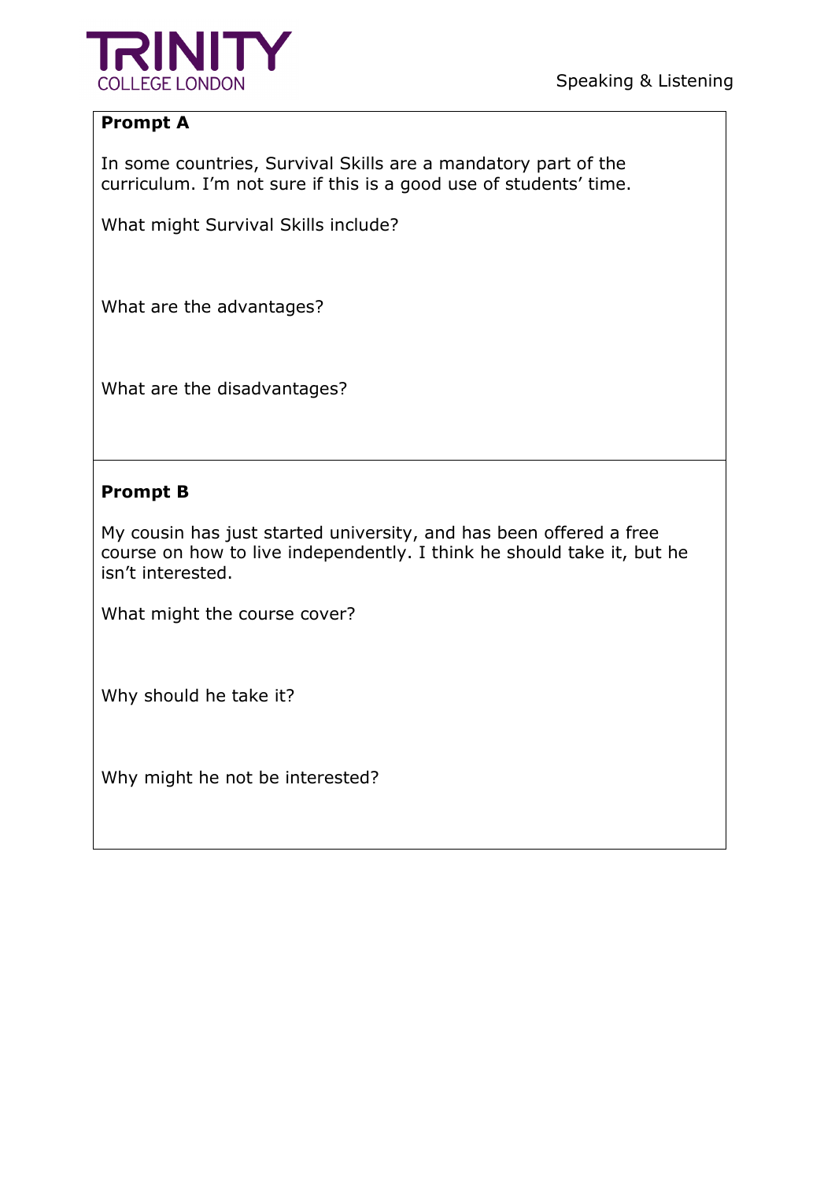**Prompt A**

In some countries, Survival Skills are a mandatory part of the curriculum. I'm not sure if this is a good use of students' time.

What might Survival Skills include?

What are the advantages?

What are the disadvantages?

**Prompt B**

My cousin has just started university, and has been offered a free course on how to live independently. I think he should take it, but he isn't interested.

What might the course cover?

Why should he take it?

Why might he not be interested?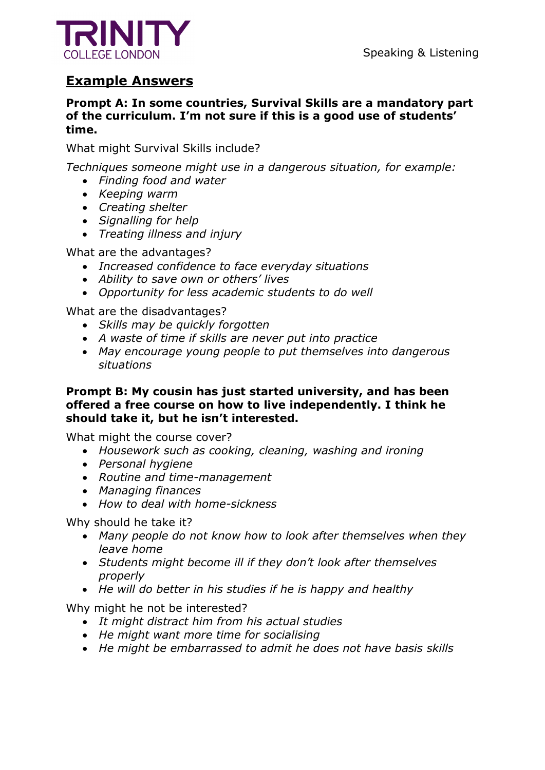## Example Answers

**Prompt A: In some countries, Survival Skills are a mandatory part of the curriculum. I'm not sure if this is a good use of students' time.**

What might Survival Skills include?

*Techniques someone might use in a dangerous situation, for example:*

- *Finding food and water*
- *Keeping warm*
- *Creating shelter*
- *Signalling for help*
- *Treating illness and injury*

What are the advantages?

- *Increased confidence to face everyday situations*
- *Ability to save own or others' lives*
- *Opportunity for less academic students to do well*

What are the disadvantages?

- *Skills may be quickly forgotten*
- *A waste of time if skills are never put into practice*
- *May encourage young people to put themselves into dangerous situations*

**Prompt B: My cousin has just started university, and has been offered a free course on how to live independently. I think he should take it, but he isn't interested.**

What might the course cover?

- *Housework such as cooking, cleaning, washing and ironing*
- *Personal hygiene*
- *Routine and time-management*
- *Managing finances*
- *How to deal with home-sickness*

Why should he take it?

- *Many people do not know how to look after themselves when they leave home*
- *Students might become ill if they don't look after themselves properly*
- *He will do better in his studies if he is happy and healthy*

Why might he not be interested?

- *It might distract him from his actual studies*
- *He might want more time for socialising*
- *He might be embarrassed to admit he does not have basis skills*